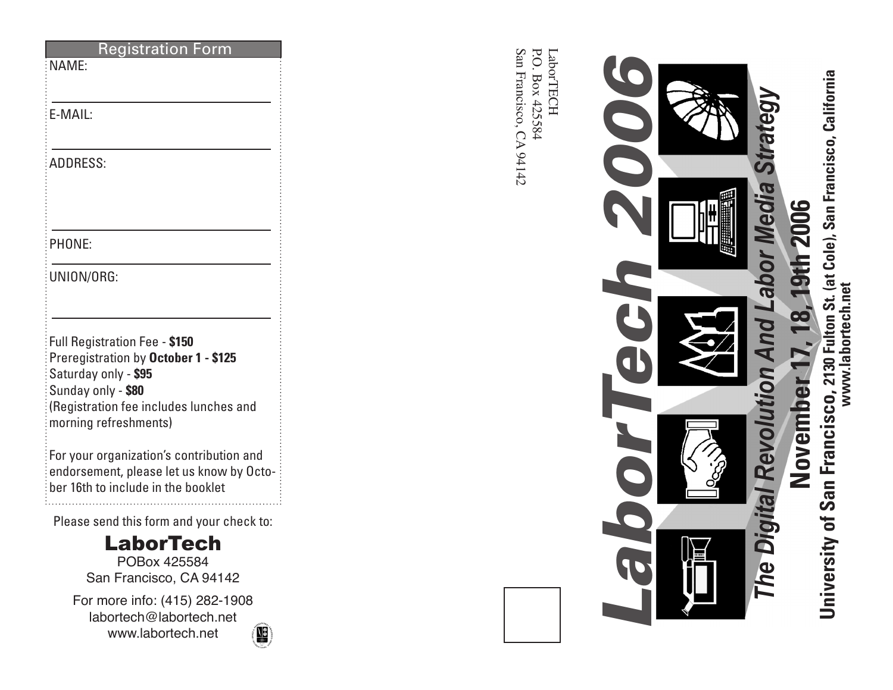## Registration Form

NAME:

E-MAIL:

ADDRESS:

PHONE:

UNION/ORG:

Full Registration Fee - **$150**
Preregistration by **October 1 - $125**
Saturday only - **$95**
Sunday only - **$80**
(Registration fee includes lunches and morning refreshments)

For your organization's contribution and endorsement, please let us know by October 16th to include in the booklet

Please send this form and your check to:

**LaborTech**
POBox 425584
San Francisco, CA 94142

For more info: (415) 282-1908
labortech@labortech.net
www.labortech.net

LaborTECH
P.O. Box 425584
San Francisco, CA 94142

# *LaborTech 2006*

## *The Digital Revolution And Labor Media Strategy*

## November 17, 18, 19th 2006

**University of San Francisco, 2130 Fulton St. (at Cole), San Francisco, California**
**www.labortech.net**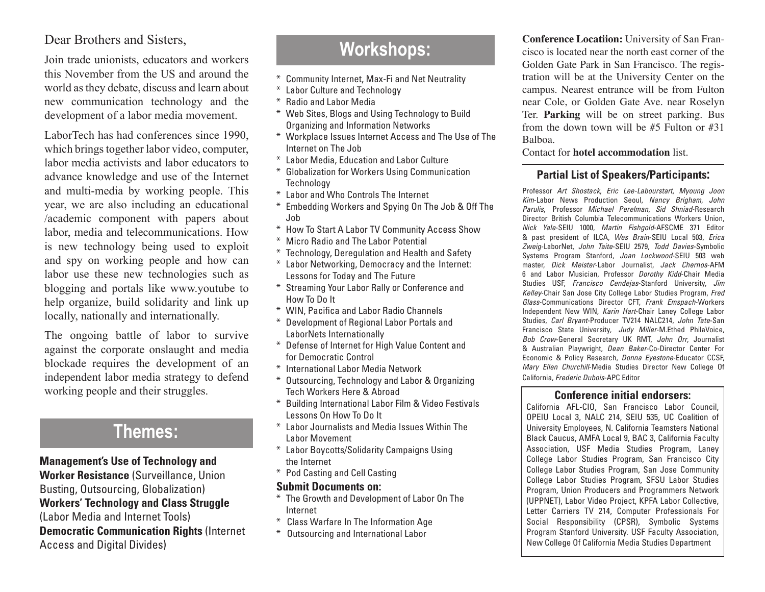Dear Brothers and Sisters,

Join trade unionists, educators and workers this November from the US and around the world as they debate, discuss and learn about new communication technology and the development of a labor media movement.

LaborTech has had conferences since 1990, which brings together labor video, computer, labor media activists and labor educators to advance knowledge and use of the Internet and multi-media by working people. This year, we are also including an educational /academic component with papers about labor, media and telecommunications. How is new technology being used to exploit and spy on working people and how can labor use these new technologies such as blogging and portals like www.youtube to help organize, build solidarity and link up locally, nationally and internationally.

The ongoing battle of labor to survive against the corporate onslaught and media blockade requires the development of an independent labor media strategy to defend working people and their struggles.

## Themes:

**Management's Use of Technology and Worker Resistance** (Surveillance, Union Busting, Outsourcing, Globalization)
**Workers' Technology and Class Struggle** (Labor Media and Internet Tools)
**Democratic Communication Rights** (Internet Access and Digital Divides)

## Workshops:

* Community Internet, Max-Fi and Net Neutrality
* Labor Culture and Technology
* Radio and Labor Media
* Web Sites, Blogs and Using Technology to Build Organizing and Information Networks
* Workplace Issues Internet Access and The Use of The Internet on The Job
* Labor Media, Education and Labor Culture
* Globalization for Workers Using Communication Technology
* Labor and Who Controls The Internet
* Embedding Workers and Spying On The Job & Off The Job
* How To Start A Labor TV Community Access Show
* Micro Radio and The Labor Potential
* Technology, Deregulation and Health and Safety
* Labor Networking, Democracy and the Internet: Lessons for Today and The Future
* Streaming Your Labor Rally or Conference and How To Do It
* WIN, Pacifica and Labor Radio Channels
* Development of Regional Labor Portals and LaborNets Internationally
* Defense of Internet for High Value Content and for Democratic Control
* International Labor Media Network
* Outsourcing, Technology and Labor & Organizing Tech Workers Here & Abroad
* Building International Labor Film & Video Festivals Lessons On How To Do It
* Labor Journalists and Media Issues Within The Labor Movement
* Labor Boycotts/Solidarity Campaigns Using the Internet
* Pod Casting and Cell Casting

### Submit Documents on:

* The Growth and Development of Labor On The Internet
* Class Warfare In The Information Age
* Outsourcing and International Labor

**Conference Locatiion:** University of San Francisco is located near the north east corner of the Golden Gate Park in San Francisco. The registration will be at the University Center on the campus. Nearest entrance will be from Fulton near Cole, or Golden Gate Ave. near Roselyn Ter. **Parking** will be on street parking. Bus from the down town will be #5 Fulton or #31 Balboa.

Contact for **hotel accommodation** list.

### Partial List of Speakers/Participants:

Professor *Art Shostack*, *Eric Lee-Labourstart*, *Myoung Joon Kim*-Labor News Production Seoul, *Nancy Brigham*, *John Parulis*, Professor *Michael Perelman*, *Sid Shniad*-Research Director British Columbia Telecommunications Workers Union, *Nick Yale*-SEIU 1000, *Martin Fishgold*-AFSCME 371 Editor & past president of ILCA, *Wes Brain*-SEIU Local 503, *Erica Zweig*-LaborNet, *John Taite*-SEIU 2579, *Todd Davies*-Symbolic Systems Program Stanford, *Joan Lockwood*-SEIU 503 web master, *Dick Meister*-Labor Journalist, *Jack Chernos*-AFM 6 and Labor Musician, Professor *Dorothy Kidd*-Chair Media Studies USF, *Francisco Cendejas*-Stanford University, *Jim Kelley*-Chair San Jose City College Labor Studies Program, *Fred Glass*-Communications Director CFT, *Frank Emspach*-Workers Independent New WIN, *Karin Hart*-Chair Laney College Labor Studies, *Carl Bryant*-Producer TV214 NALC214, *John Tate*-San Francisco State University, *Judy Miller*-M.Ethed PhilaVoice, *Bob Crow*-General Secretary UK RMT, *John Orr*, Journalist & Australian Playwright, *Dean Baker*-Co-Director Center For Economic & Policy Research, *Donna Eyestone*-Educator CCSF, *Mary Ellen Churchill*-Media Studies Director New College Of California, *Frederic Dubois*-APC Editor

### Conference initial endorsers:

California AFL-CIO, San Francisco Labor Council, OPEIU Local 3, NALC 214, SEIU 535, UC Coalition of University Employees, N. California Teamsters National Black Caucus, AMFA Local 9, BAC 3, California Faculty Association, USF Media Studies Program, Laney College Labor Studies Program, San Francisco City College Labor Studies Program, San Jose Community College Labor Studies Program, SFSU Labor Studies Program, Union Producers and Programmers Network (UPPNET), Labor Video Project, KPFA Labor Collective, Letter Carriers TV 214, Computer Professionals For Social Responsibility (CPSR), Symbolic Systems Program Stanford University. USF Faculty Association, New College Of California Media Studies Department